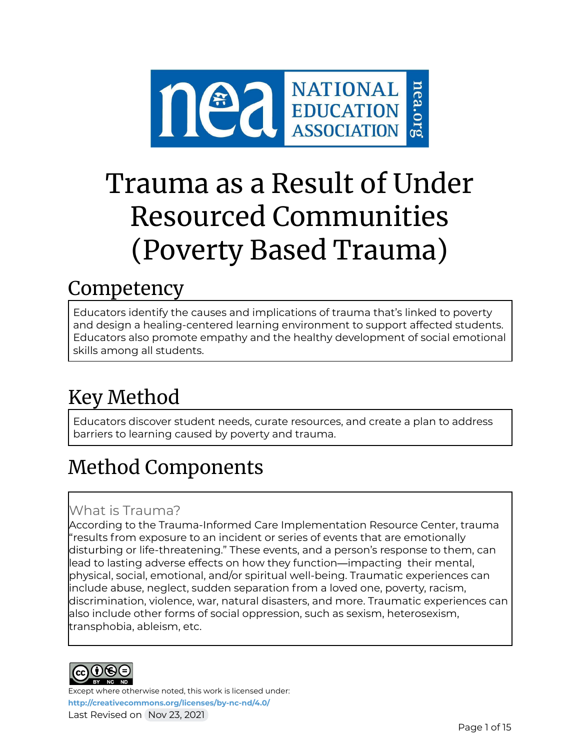# Trauma as a Result of Under Resourced Communities (Poverty Based Trauma)

## Competency

Educators identify the causes and implications of trauma that's linked to poverty and design a healing-centered learning environment to support affected students. Educators also promote empathy and the healthy development of social emotional skills among all students.

## Key Method

Educators discover student needs, curate resources, and create a plan to address barriers to learning caused by poverty and trauma.

## Method Components

### What is Trauma?

According to the Trauma-Informed Care Implementation Resource Center, trauma "results from exposure to an incident or series of events that are emotionally disturbing or life-threatening." These events, and a person's response to them, can lead to lasting adverse effects on how they function—impacting their mental, physical, social, emotional, and/or spiritual well-being. Traumatic experiences can include abuse, neglect, sudden separation from a loved one, poverty, racism, discrimination, violence, war, natural disasters, and more. Traumatic experiences can also include other forms of social oppression, such as sexism, heterosexism, transphobia, ableism, etc.

Except where otherwise noted, this work is licensed under:
http://creativecommons.org/licenses/by-nc-nd/4.0/
Last Revised on Nov 23, 2021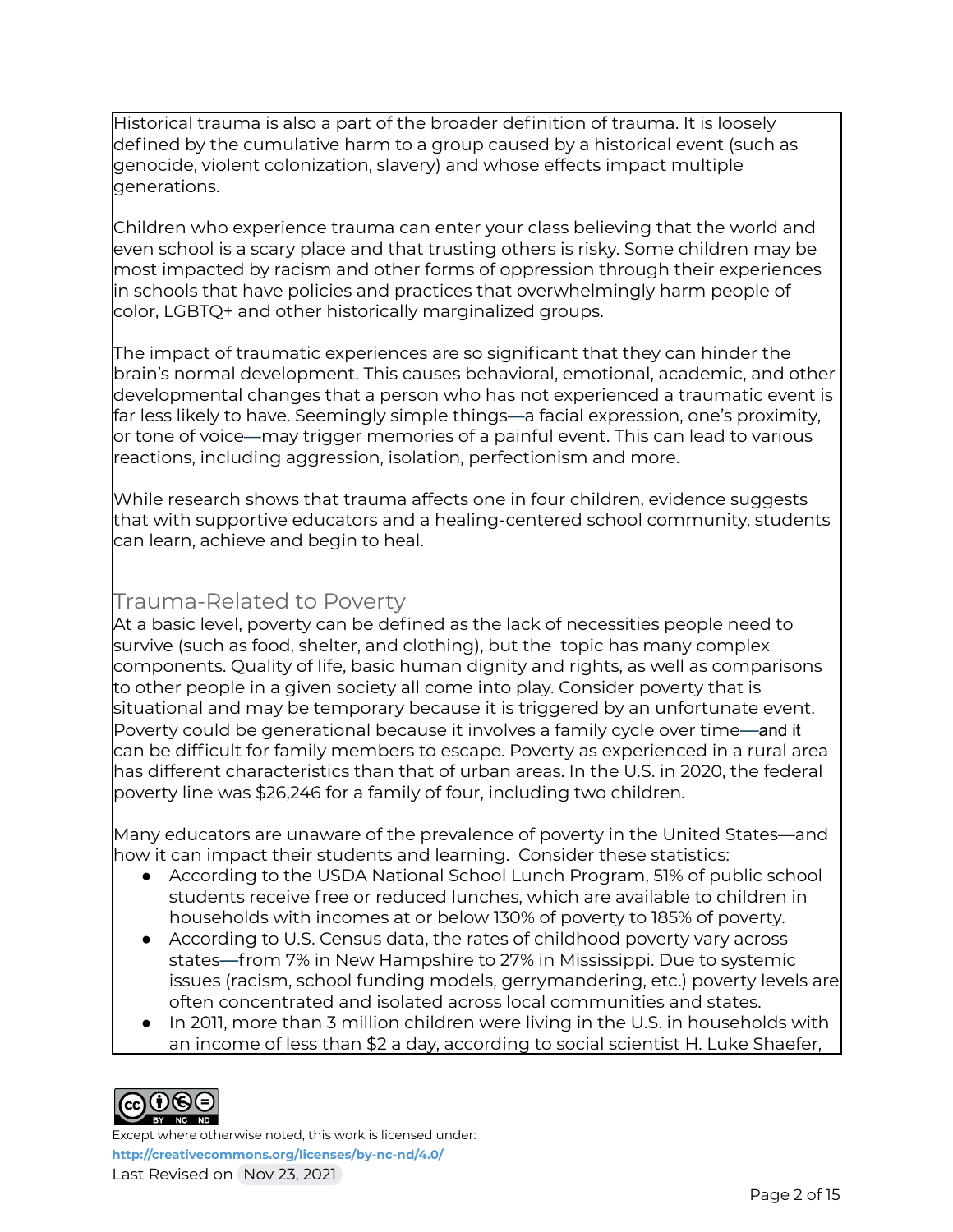Historical trauma is also a part of the broader definition of trauma. It is loosely defined by the cumulative harm to a group caused by a historical event (such as genocide, violent colonization, slavery) and whose effects impact multiple generations.

Children who experience trauma can enter your class believing that the world and even school is a scary place and that trusting others is risky. Some children may be most impacted by racism and other forms of oppression through their experiences in schools that have policies and practices that overwhelmingly harm people of color, LGBTQ+ and other historically marginalized groups.

The impact of traumatic experiences are so significant that they can hinder the brain's normal development. This causes behavioral, emotional, academic, and other developmental changes that a person who has not experienced a traumatic event is far less likely to have. Seemingly simple things—a facial expression, one's proximity, or tone of voice—may trigger memories of a painful event. This can lead to various reactions, including aggression, isolation, perfectionism and more.

While research shows that trauma affects one in four children, evidence suggests that with supportive educators and a healing-centered school community, students can learn, achieve and begin to heal.

## Trauma-Related to Poverty

At a basic level, poverty can be defined as the lack of necessities people need to survive (such as food, shelter, and clothing), but the topic has many complex components. Quality of life, basic human dignity and rights, as well as comparisons to other people in a given society all come into play. Consider poverty that is situational and may be temporary because it is triggered by an unfortunate event. Poverty could be generational because it involves a family cycle over time—and it can be difficult for family members to escape. Poverty as experienced in a rural area has different characteristics than that of urban areas. In the U.S. in 2020, the federal poverty line was $26,246 for a family of four, including two children.

Many educators are unaware of the prevalence of poverty in the United States—and how it can impact their students and learning. Consider these statistics:

- According to the USDA National School Lunch Program, 51% of public school students receive free or reduced lunches, which are available to children in households with incomes at or below 130% of poverty to 185% of poverty.
- According to U.S. Census data, the rates of childhood poverty vary across states—from 7% in New Hampshire to 27% in Mississippi. Due to systemic issues (racism, school funding models, gerrymandering, etc.) poverty levels are often concentrated and isolated across local communities and states.
- In 2011, more than 3 million children were living in the U.S. in households with an income of less than $2 a day, according to social scientist H. Luke Shaefer,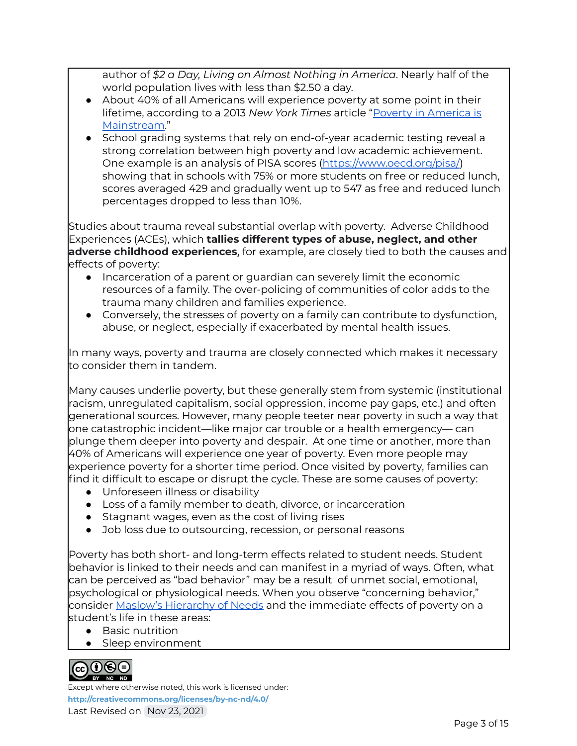author of *$2 a Day, Living on Almost Nothing in America*. Nearly half of the world population lives with less than $2.50 a day.

- About 40% of all Americans will experience poverty at some point in their lifetime, according to a 2013 *New York Times* article "[Poverty in America is Mainstream](#)."
- School grading systems that rely on end-of-year academic testing reveal a strong correlation between high poverty and low academic achievement. One example is an analysis of PISA scores ([https://www.oecd.org/pisa/](https://www.oecd.org/pisa/)) showing that in schools with 75% or more students on free or reduced lunch, scores averaged 429 and gradually went up to 547 as free and reduced lunch percentages dropped to less than 10%.

Studies about trauma reveal substantial overlap with poverty. Adverse Childhood Experiences (ACEs), which **tallies different types of abuse, neglect, and other adverse childhood experiences,** for example, are closely tied to both the causes and effects of poverty:

- Incarceration of a parent or guardian can severely limit the economic resources of a family. The over-policing of communities of color adds to the trauma many children and families experience.
- Conversely, the stresses of poverty on a family can contribute to dysfunction, abuse, or neglect, especially if exacerbated by mental health issues.

In many ways, poverty and trauma are closely connected which makes it necessary to consider them in tandem.

Many causes underlie poverty, but these generally stem from systemic (institutional racism, unregulated capitalism, social oppression, income pay gaps, etc.) and often generational sources. However, many people teeter near poverty in such a way that one catastrophic incident—like major car trouble or a health emergency— can plunge them deeper into poverty and despair. At one time or another, more than 40% of Americans will experience one year of poverty. Even more people may experience poverty for a shorter time period. Once visited by poverty, families can find it difficult to escape or disrupt the cycle. These are some causes of poverty:

- Unforeseen illness or disability
- Loss of a family member to death, divorce, or incarceration
- Stagnant wages, even as the cost of living rises
- Job loss due to outsourcing, recession, or personal reasons

Poverty has both short- and long-term effects related to student needs. Student behavior is linked to their needs and can manifest in a myriad of ways. Often, what can be perceived as "bad behavior" may be a result of unmet social, emotional, psychological or physiological needs. When you observe "concerning behavior," consider [Maslow's Hierarchy of Needs](#) and the immediate effects of poverty on a student's life in these areas:

- Basic nutrition
- Sleep environment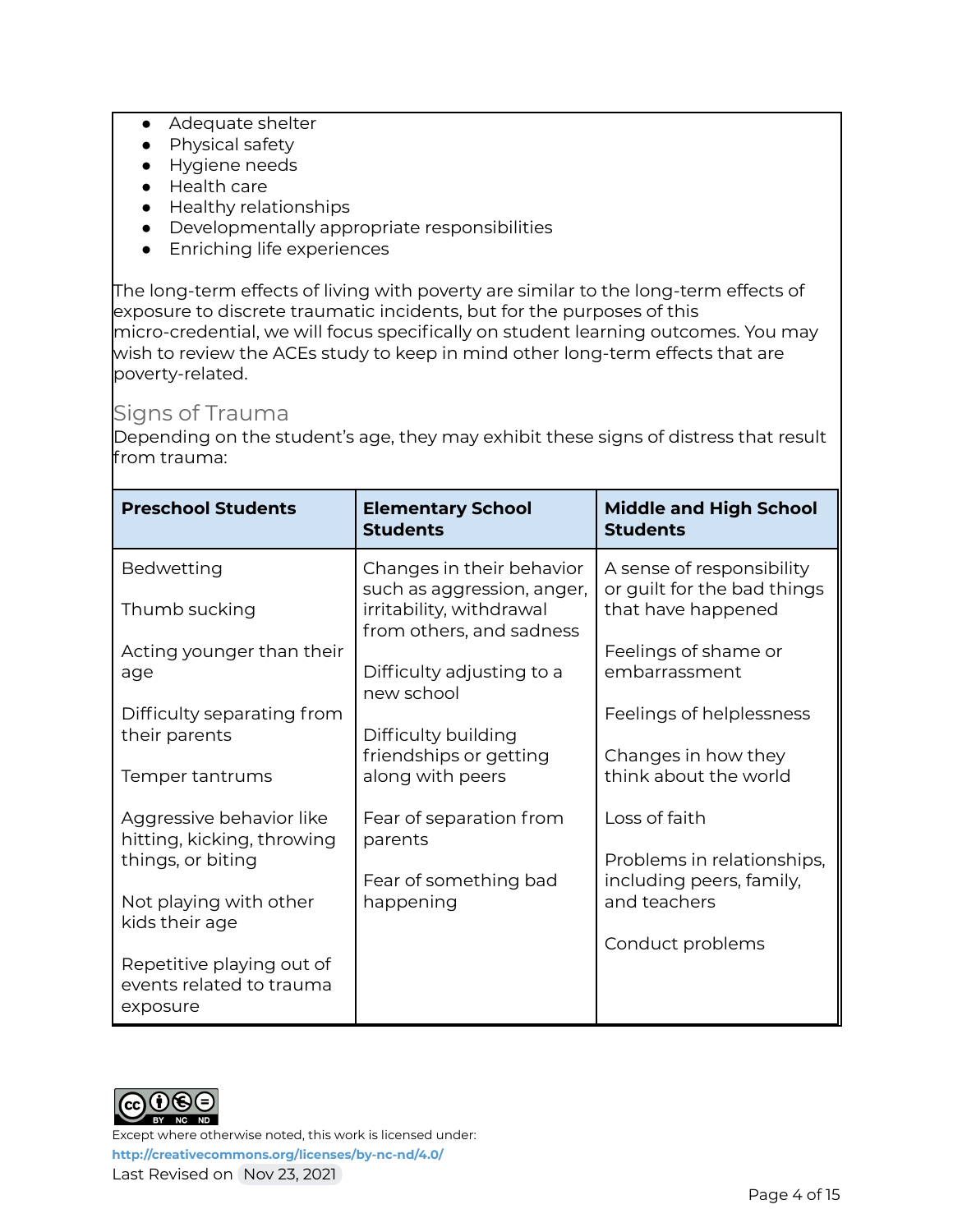- Adequate shelter
- Physical safety
- Hygiene needs
- Health care
- Healthy relationships
- Developmentally appropriate responsibilities
- Enriching life experiences

The long-term effects of living with poverty are similar to the long-term effects of exposure to discrete traumatic incidents, but for the purposes of this micro-credential, we will focus specifically on student learning outcomes. You may wish to review the ACEs study to keep in mind other long-term effects that are poverty-related.

## Signs of Trauma

Depending on the student's age, they may exhibit these signs of distress that result from trauma:

| Preschool Students | Elementary School Students | Middle and High School Students |
|---|---|---|
| Bedwetting<br><br>Thumb sucking<br><br>Acting younger than their age<br><br>Difficulty separating from their parents<br><br>Temper tantrums<br><br>Aggressive behavior like hitting, kicking, throwing things, or biting<br><br>Not playing with other kids their age<br><br>Repetitive playing out of events related to trauma exposure | Changes in their behavior such as aggression, anger, irritability, withdrawal from others, and sadness<br><br>Difficulty adjusting to a new school<br><br>Difficulty building friendships or getting along with peers<br><br>Fear of separation from parents<br><br>Fear of something bad happening | A sense of responsibility or guilt for the bad things that have happened<br><br>Feelings of shame or embarrassment<br><br>Feelings of helplessness<br><br>Changes in how they think about the world<br><br>Loss of faith<br><br>Problems in relationships, including peers, family, and teachers<br><br>Conduct problems |

Except where otherwise noted, this work is licensed under:
http://creativecommons.org/licenses/by-nc-nd/4.0/
Last Revised on Nov 23, 2021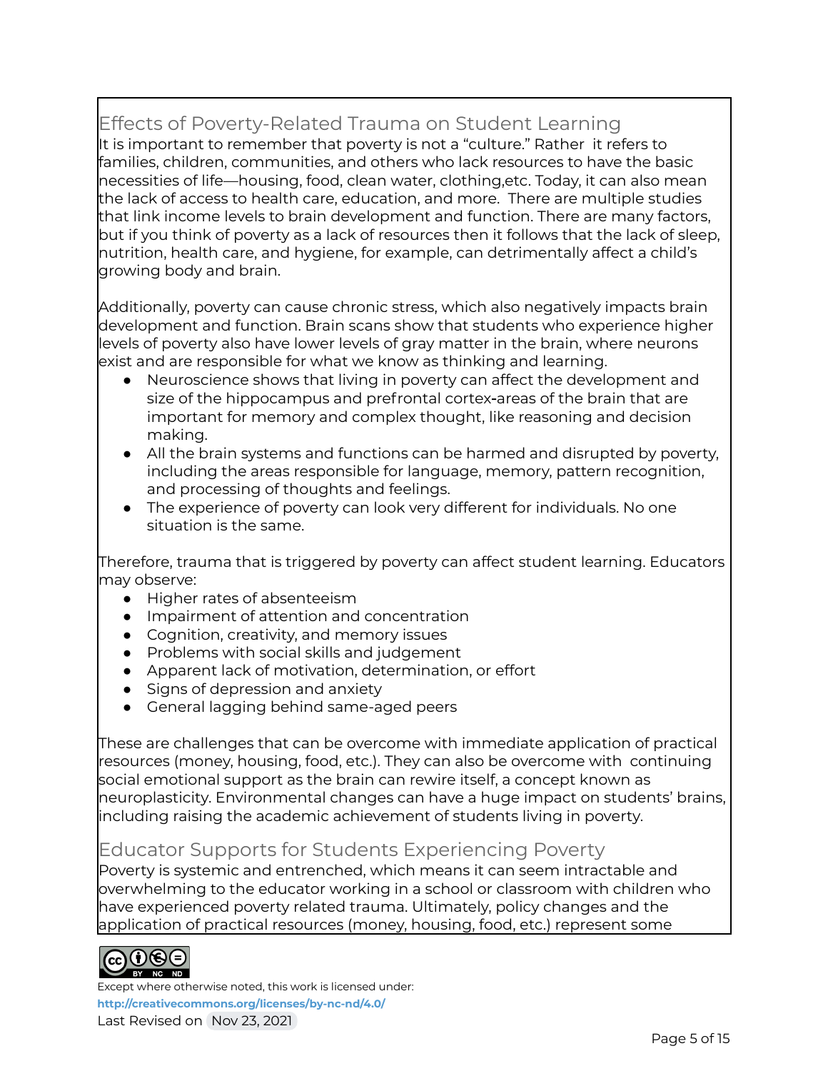## Effects of Poverty-Related Trauma on Student Learning

It is important to remember that poverty is not a "culture." Rather it refers to families, children, communities, and others who lack resources to have the basic necessities of life—housing, food, clean water, clothing,etc. Today, it can also mean the lack of access to health care, education, and more. There are multiple studies that link income levels to brain development and function. There are many factors, but if you think of poverty as a lack of resources then it follows that the lack of sleep, nutrition, health care, and hygiene, for example, can detrimentally affect a child's growing body and brain.

Additionally, poverty can cause chronic stress, which also negatively impacts brain development and function. Brain scans show that students who experience higher levels of poverty also have lower levels of gray matter in the brain, where neurons exist and are responsible for what we know as thinking and learning.

- Neuroscience shows that living in poverty can affect the development and size of the hippocampus and prefrontal cortex-areas of the brain that are important for memory and complex thought, like reasoning and decision making.
- All the brain systems and functions can be harmed and disrupted by poverty, including the areas responsible for language, memory, pattern recognition, and processing of thoughts and feelings.
- The experience of poverty can look very different for individuals. No one situation is the same.

Therefore, trauma that is triggered by poverty can affect student learning. Educators may observe:

- Higher rates of absenteeism
- Impairment of attention and concentration
- Cognition, creativity, and memory issues
- Problems with social skills and judgement
- Apparent lack of motivation, determination, or effort
- Signs of depression and anxiety
- General lagging behind same-aged peers

These are challenges that can be overcome with immediate application of practical resources (money, housing, food, etc.). They can also be overcome with continuing social emotional support as the brain can rewire itself, a concept known as neuroplasticity. Environmental changes can have a huge impact on students' brains, including raising the academic achievement of students living in poverty.

## Educator Supports for Students Experiencing Poverty

Poverty is systemic and entrenched, which means it can seem intractable and overwhelming to the educator working in a school or classroom with children who have experienced poverty related trauma. Ultimately, policy changes and the application of practical resources (money, housing, food, etc.) represent some

Except where otherwise noted, this work is licensed under:
http://creativecommons.org/licenses/by-nc-nd/4.0/
Last Revised on Nov 23, 2021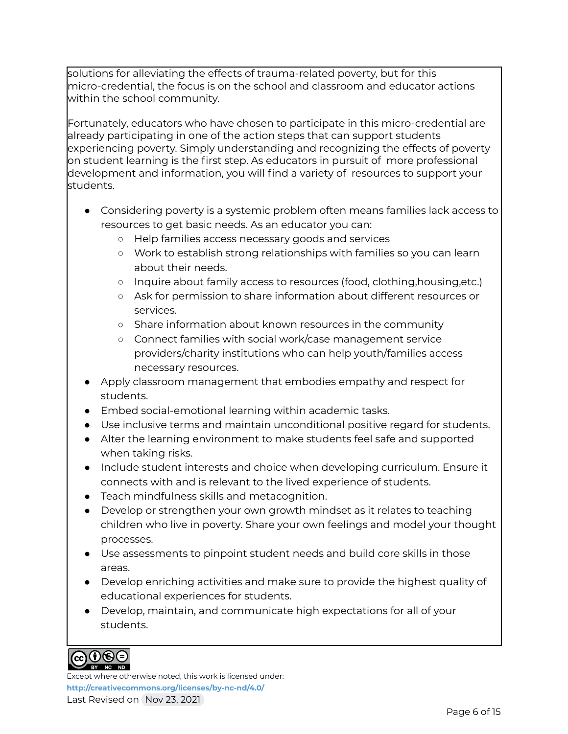solutions for alleviating the effects of trauma-related poverty, but for this micro-credential, the focus is on the school and classroom and educator actions within the school community.

Fortunately, educators who have chosen to participate in this micro-credential are already participating in one of the action steps that can support students experiencing poverty. Simply understanding and recognizing the effects of poverty on student learning is the first step. As educators in pursuit of more professional development and information, you will find a variety of resources to support your students.

- Considering poverty is a systemic problem often means families lack access to resources to get basic needs. As an educator you can:
  - Help families access necessary goods and services
  - Work to establish strong relationships with families so you can learn about their needs.
  - Inquire about family access to resources (food, clothing,housing,etc.)
  - Ask for permission to share information about different resources or services.
  - Share information about known resources in the community
  - Connect families with social work/case management service providers/charity institutions who can help youth/families access necessary resources.
- Apply classroom management that embodies empathy and respect for students.
- Embed social-emotional learning within academic tasks.
- Use inclusive terms and maintain unconditional positive regard for students.
- Alter the learning environment to make students feel safe and supported when taking risks.
- Include student interests and choice when developing curriculum. Ensure it connects with and is relevant to the lived experience of students.
- Teach mindfulness skills and metacognition.
- Develop or strengthen your own growth mindset as it relates to teaching children who live in poverty. Share your own feelings and model your thought processes.
- Use assessments to pinpoint student needs and build core skills in those areas.
- Develop enriching activities and make sure to provide the highest quality of educational experiences for students.
- Develop, maintain, and communicate high expectations for all of your students.

Except where otherwise noted, this work is licensed under:
**http://creativecommons.org/licenses/by-nc-nd/4.0/**
Last Revised on Nov 23, 2021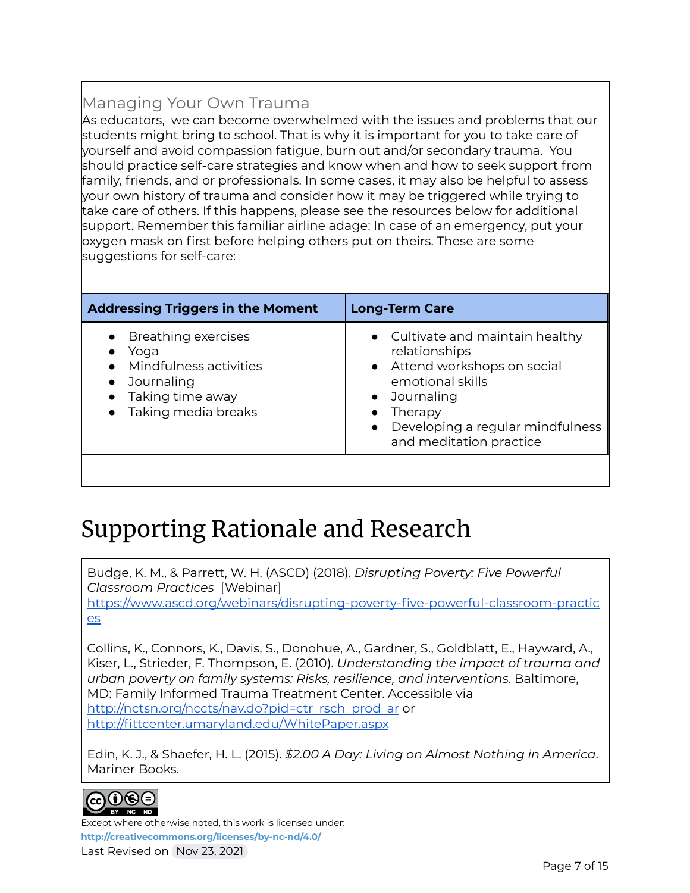### Managing Your Own Trauma

As educators, we can become overwhelmed with the issues and problems that our students might bring to school. That is why it is important for you to take care of yourself and avoid compassion fatigue, burn out and/or secondary trauma. You should practice self-care strategies and know when and how to seek support from family, friends, and or professionals. In some cases, it may also be helpful to assess your own history of trauma and consider how it may be triggered while trying to take care of others. If this happens, please see the resources below for additional support. Remember this familiar airline adage: In case of an emergency, put your oxygen mask on first before helping others put on theirs. These are some suggestions for self-care:

| Addressing Triggers in the Moment | Long-Term Care |
|---|---|
| • Breathing exercises<br>• Yoga<br>• Mindfulness activities<br>• Journaling<br>• Taking time away<br>• Taking media breaks | • Cultivate and maintain healthy relationships<br>• Attend workshops on social emotional skills<br>• Journaling<br>• Therapy<br>• Developing a regular mindfulness and meditation practice |

# Supporting Rationale and Research

Budge, K. M., & Parrett, W. H. (ASCD) (2018). *Disrupting Poverty: Five Powerful Classroom Practices* [Webinar] https://www.ascd.org/webinars/disrupting-poverty-five-powerful-classroom-practices

Collins, K., Connors, K., Davis, S., Donohue, A., Gardner, S., Goldblatt, E., Hayward, A., Kiser, L., Strieder, F. Thompson, E. (2010). *Understanding the impact of trauma and urban poverty on family systems: Risks, resilience, and interventions*. Baltimore, MD: Family Informed Trauma Treatment Center. Accessible via http://nctsn.org/nccts/nav.do?pid=ctr_rsch_prod_ar or http://fittcenter.umaryland.edu/WhitePaper.aspx

Edin, K. J., & Shaefer, H. L. (2015). *$2.00 A Day: Living on Almost Nothing in America*. Mariner Books.

Except where otherwise noted, this work is licensed under:
**http://creativecommons.org/licenses/by-nc-nd/4.0/**
Last Revised on Nov 23, 2021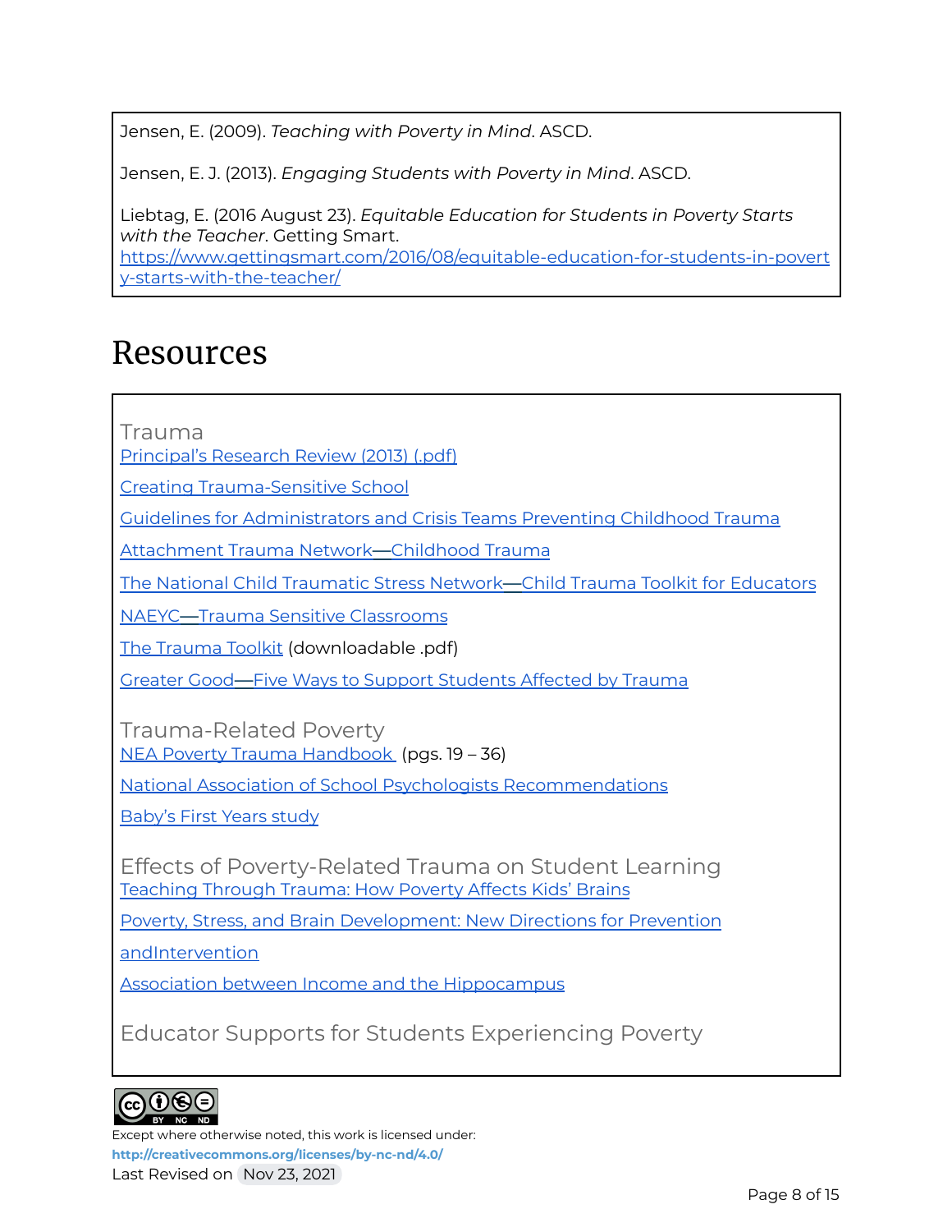Jensen, E. (2009). *Teaching with Poverty in Mind*. ASCD.

Jensen, E. J. (2013). *Engaging Students with Poverty in Mind*. ASCD.

Liebtag, E. (2016 August 23). *Equitable Education for Students in Poverty Starts with the Teacher*. Getting Smart. https://www.gettingsmart.com/2016/08/equitable-education-for-students-in-poverty-starts-with-the-teacher/

# Resources

### Trauma

Principal's Research Review (2013) (.pdf)

Creating Trauma-Sensitive School

Guidelines for Administrators and Crisis Teams Preventing Childhood Trauma

Attachment Trauma Network—Childhood Trauma

The National Child Traumatic Stress Network—Child Trauma Toolkit for Educators

NAEYC—Trauma Sensitive Classrooms

The Trauma Toolkit (downloadable .pdf)

Greater Good—Five Ways to Support Students Affected by Trauma

### Trauma-Related Poverty

NEA Poverty Trauma Handbook (pgs. 19 – 36)

National Association of School Psychologists Recommendations

Baby's First Years study

### Effects of Poverty-Related Trauma on Student Learning

Teaching Through Trauma: How Poverty Affects Kids' Brains

Poverty, Stress, and Brain Development: New Directions for Prevention

andIntervention

Association between Income and the Hippocampus

### Educator Supports for Students Experiencing Poverty

Except where otherwise noted, this work is licensed under: http://creativecommons.org/licenses/by-nc-nd/4.0/

Last Revised on Nov 23, 2021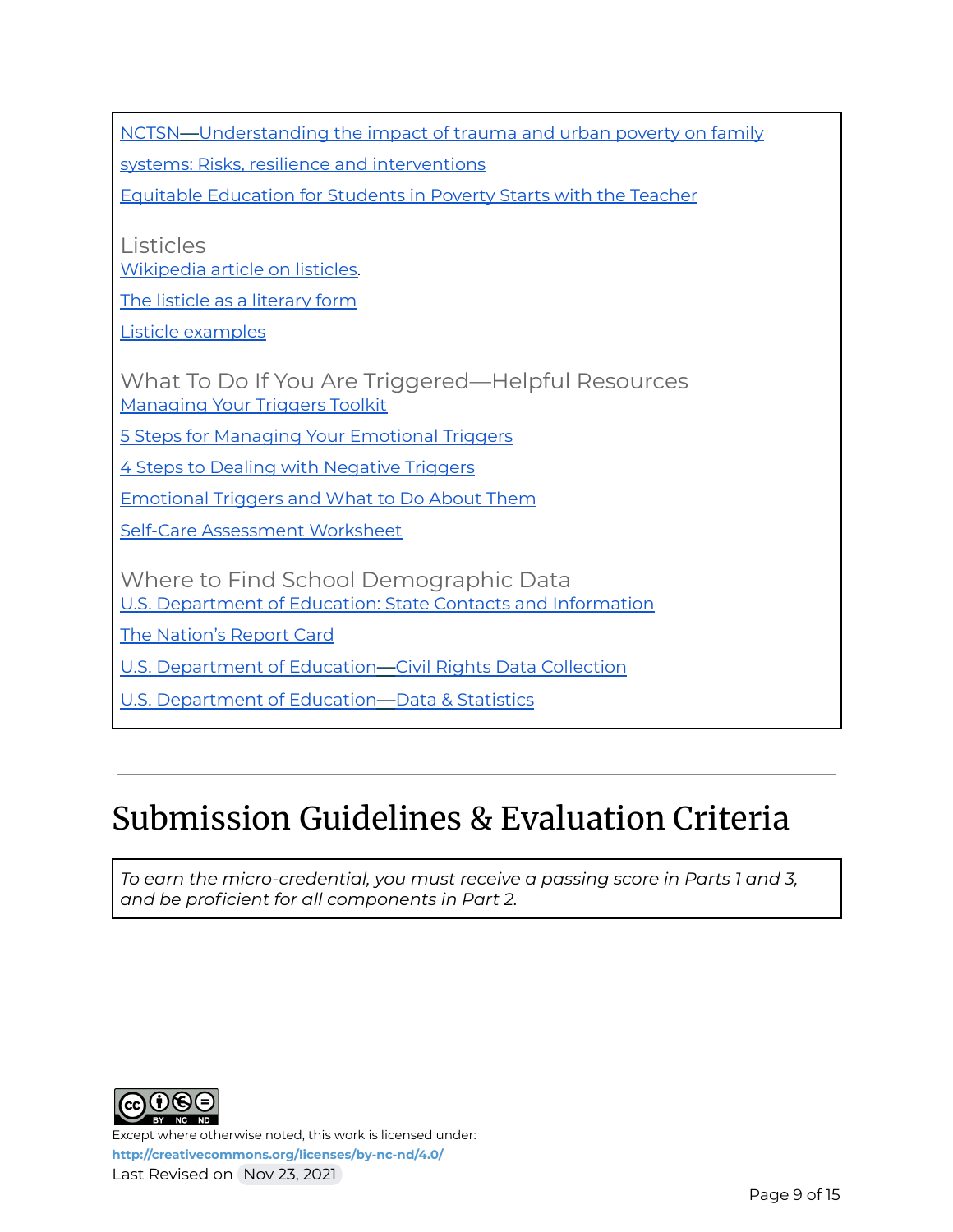NCTSN—Understanding the impact of trauma and urban poverty on family systems: Risks, resilience and interventions

Equitable Education for Students in Poverty Starts with the Teacher

### Listicles

Wikipedia article on listicles.

The listicle as a literary form

Listicle examples

### What To Do If You Are Triggered—Helpful Resources

Managing Your Triggers Toolkit

5 Steps for Managing Your Emotional Triggers

4 Steps to Dealing with Negative Triggers

Emotional Triggers and What to Do About Them

Self-Care Assessment Worksheet

### Where to Find School Demographic Data

U.S. Department of Education: State Contacts and Information

The Nation's Report Card

U.S. Department of Education—Civil Rights Data Collection

U.S. Department of Education—Data & Statistics

---

# Submission Guidelines & Evaluation Criteria

*To earn the micro-credential, you must receive a passing score in Parts 1 and 3, and be proficient for all components in Part 2.*

Except where otherwise noted, this work is licensed under:
**http://creativecommons.org/licenses/by-nc-nd/4.0/**
Last Revised on Nov 23, 2021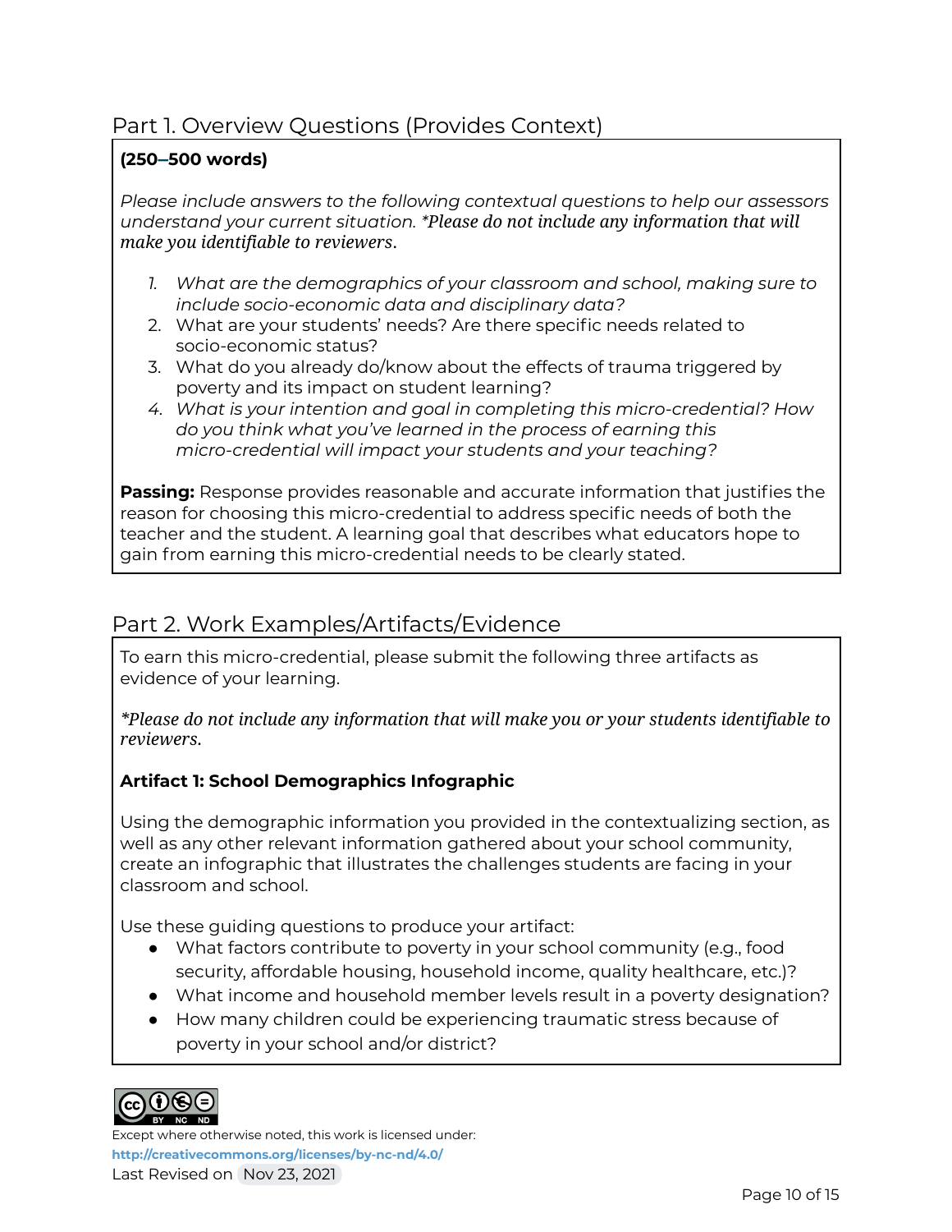## Part 1. Overview Questions (Provides Context)

**(250–500 words)**

*Please include answers to the following contextual questions to help our assessors understand your current situation. \*Please do not include any information that will make you identifiable to reviewers.*

1. *What are the demographics of your classroom and school, making sure to include socio-economic data and disciplinary data?*
2. What are your students' needs? Are there specific needs related to socio-economic status?
3. What do you already do/know about the effects of trauma triggered by poverty and its impact on student learning?
4. *What is your intention and goal in completing this micro-credential? How do you think what you've learned in the process of earning this micro-credential will impact your students and your teaching?*

**Passing:** Response provides reasonable and accurate information that justifies the reason for choosing this micro-credential to address specific needs of both the teacher and the student. A learning goal that describes what educators hope to gain from earning this micro-credential needs to be clearly stated.

## Part 2. Work Examples/Artifacts/Evidence

To earn this micro-credential, please submit the following three artifacts as evidence of your learning.

*\*Please do not include any information that will make you or your students identifiable to reviewers.*

**Artifact 1: School Demographics Infographic**

Using the demographic information you provided in the contextualizing section, as well as any other relevant information gathered about your school community, create an infographic that illustrates the challenges students are facing in your classroom and school.

Use these guiding questions to produce your artifact:

- What factors contribute to poverty in your school community (e.g., food security, affordable housing, household income, quality healthcare, etc.)?
- What income and household member levels result in a poverty designation?
- How many children could be experiencing traumatic stress because of poverty in your school and/or district?

Except where otherwise noted, this work is licensed under: **http://creativecommons.org/licenses/by-nc-nd/4.0/**
Last Revised on Nov 23, 2021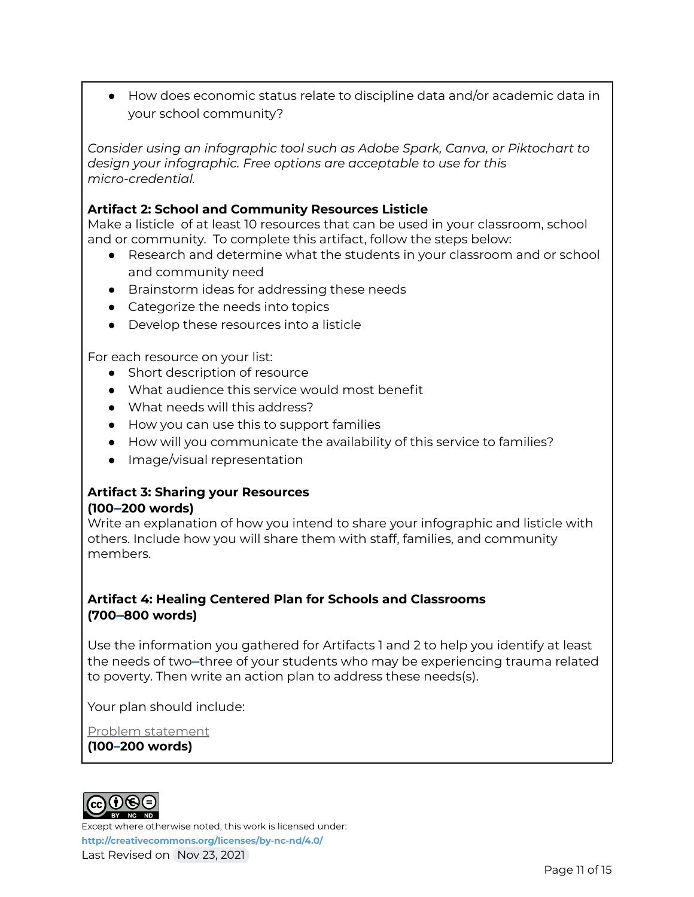- How does economic status relate to discipline data and/or academic data in your school community?

*Consider using an infographic tool such as Adobe Spark, Canva, or Piktochart to design your infographic. Free options are acceptable to use for this micro-credential.*

**Artifact 2: School and Community Resources Listicle**

Make a listicle of at least 10 resources that can be used in your classroom, school and or community. To complete this artifact, follow the steps below:

- Research and determine what the students in your classroom and or school and community need
- Brainstorm ideas for addressing these needs
- Categorize the needs into topics
- Develop these resources into a listicle

For each resource on your list:

- Short description of resource
- What audience this service would most benefit
- What needs will this address?
- How you can use this to support families
- How will you communicate the availability of this service to families?
- Image/visual representation

**Artifact 3: Sharing your Resources**
**(100–200 words)**

Write an explanation of how you intend to share your infographic and listicle with others. Include how you will share them with staff, families, and community members.

**Artifact 4: Healing Centered Plan for Schools and Classrooms**
**(700–800 words)**

Use the information you gathered for Artifacts 1 and 2 to help you identify at least the needs of two–three of your students who may be experiencing trauma related to poverty. Then write an action plan to address these needs(s).

Your plan should include:

Problem statement
**(100–200 words)**

Except where otherwise noted, this work is licensed under:
**http://creativecommons.org/licenses/by-nc-nd/4.0/**
Last Revised on Nov 23, 2021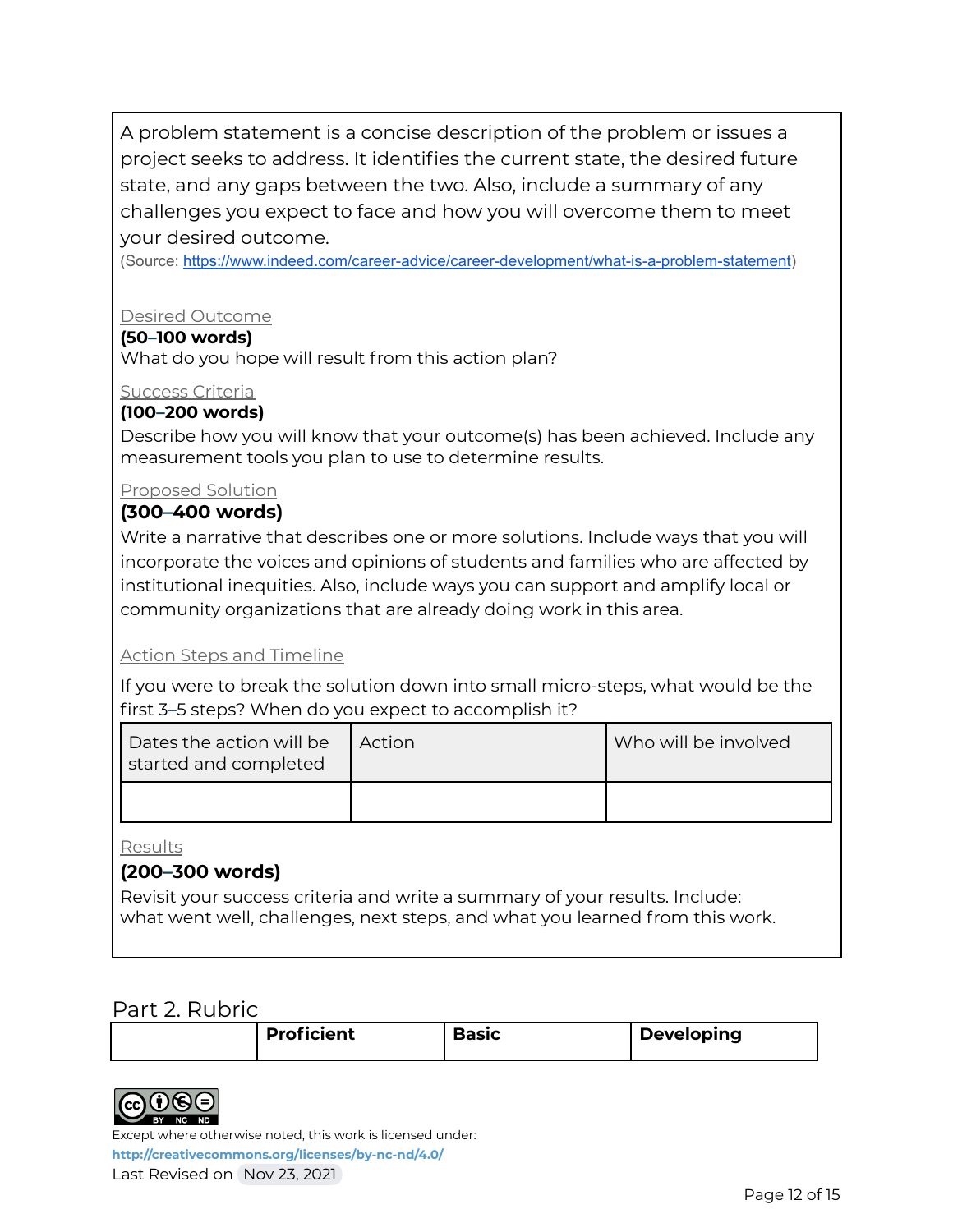A problem statement is a concise description of the problem or issues a project seeks to address. It identifies the current state, the desired future state, and any gaps between the two. Also, include a summary of any challenges you expect to face and how you will overcome them to meet your desired outcome.
(Source: https://www.indeed.com/career-advice/career-development/what-is-a-problem-statement)

Desired Outcome
**(50–100 words)**
What do you hope will result from this action plan?

Success Criteria
**(100–200 words)**
Describe how you will know that your outcome(s) has been achieved. Include any measurement tools you plan to use to determine results.

Proposed Solution
**(300–400 words)**
Write a narrative that describes one or more solutions. Include ways that you will incorporate the voices and opinions of students and families who are affected by institutional inequities. Also, include ways you can support and amplify local or community organizations that are already doing work in this area.

Action Steps and Timeline

If you were to break the solution down into small micro-steps, what would be the first 3–5 steps? When do you expect to accomplish it?

| Dates the action will be started and completed | Action | Who will be involved |
|---|---|---|
| | | |

Results
**(200–300 words)**
Revisit your success criteria and write a summary of your results. Include: what went well, challenges, next steps, and what you learned from this work.

## Part 2. Rubric

| | **Proficient** | **Basic** | **Developing** |
|---|---|---|---|

Except where otherwise noted, this work is licensed under:
**http://creativecommons.org/licenses/by-nc-nd/4.0/**
Last Revised on Nov 23, 2021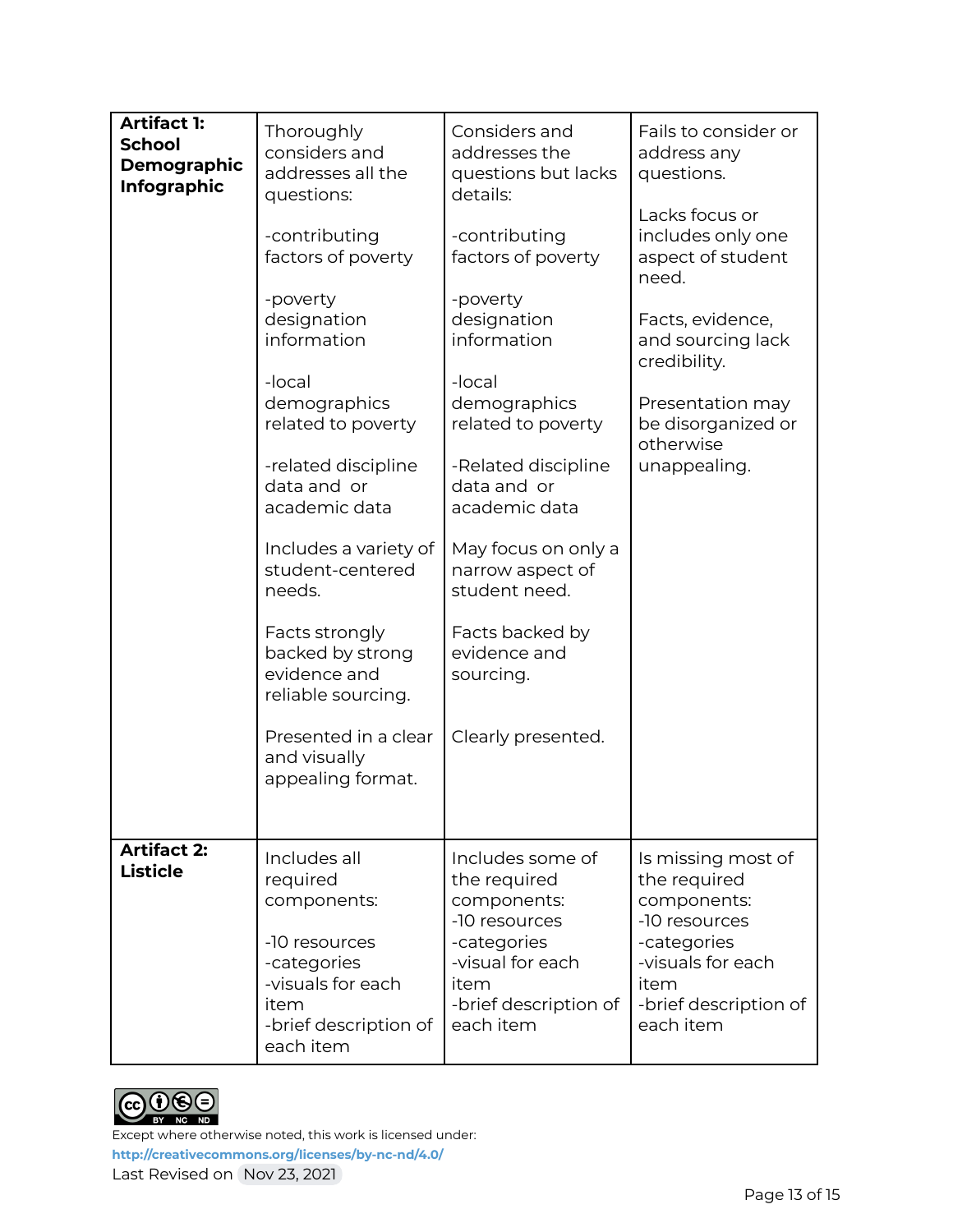| **Artifact 1: School Demographic Infographic** | Thoroughly considers and addresses all the questions:<br><br>-contributing factors of poverty<br><br>-poverty designation information<br><br>-local demographics related to poverty<br><br>-related discipline data and or academic data<br><br>Includes a variety of student-centered needs.<br><br>Facts strongly backed by strong evidence and reliable sourcing.<br><br>Presented in a clear and visually appealing format. | Considers and addresses the questions but lacks details:<br><br>-contributing factors of poverty<br><br>-poverty designation information<br><br>-local demographics related to poverty<br><br>-Related discipline data and or academic data<br><br>May focus on only a narrow aspect of student need.<br><br>Facts backed by evidence and sourcing.<br><br>Clearly presented. | Fails to consider or address any questions.<br><br>Lacks focus or includes only one aspect of student need.<br><br>Facts, evidence, and sourcing lack credibility.<br><br>Presentation may be disorganized or otherwise unappealing. |
|---|---|---|---|
| **Artifact 2: Listicle** | Includes all required components:<br><br>-10 resources<br>-categories<br>-visuals for each item<br>-brief description of each item | Includes some of the required components:<br>-10 resources<br>-categories<br>-visual for each item<br>-brief description of each item | Is missing most of the required components:<br>-10 resources<br>-categories<br>-visuals for each item<br>-brief description of each item |

Except where otherwise noted, this work is licensed under:
**http://creativecommons.org/licenses/by-nc-nd/4.0/**
Last Revised on Nov 23, 2021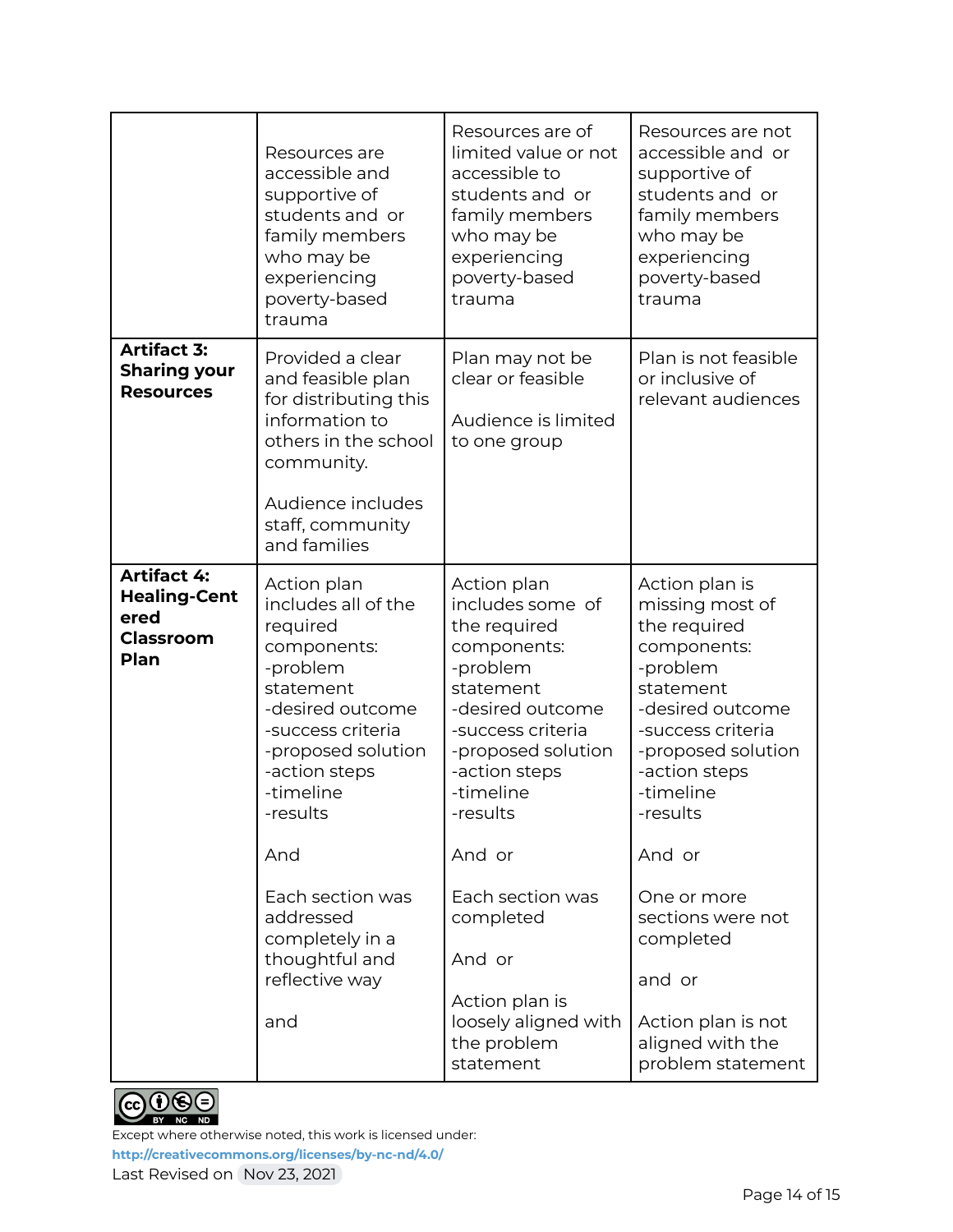| | | | |
|---|---|---|---|
| | Resources are accessible and supportive of students and or family members who may be experiencing poverty-based trauma | Resources are of limited value or not accessible to students and or family members who may be experiencing poverty-based trauma | Resources are not accessible and or supportive of students and or family members who may be experiencing poverty-based trauma |
| **Artifact 3: Sharing your Resources** | Provided a clear and feasible plan for distributing this information to others in the school community.<br><br>Audience includes staff, community and families | Plan may not be clear or feasible<br><br>Audience is limited to one group | Plan is not feasible or inclusive of relevant audiences |
| **Artifact 4: Healing-Centered Classroom Plan** | Action plan includes all of the required components:<br>-problem statement<br>-desired outcome<br>-success criteria<br>-proposed solution<br>-action steps<br>-timeline<br>-results<br><br>And<br><br>Each section was addressed completely in a thoughtful and reflective way<br><br>and | Action plan includes some of the required components:<br>-problem statement<br>-desired outcome<br>-success criteria<br>-proposed solution<br>-action steps<br>-timeline<br>-results<br><br>And or<br><br>Each section was completed<br><br>And or<br><br>Action plan is loosely aligned with the problem statement | Action plan is missing most of the required components:<br>-problem statement<br>-desired outcome<br>-success criteria<br>-proposed solution<br>-action steps<br>-timeline<br>-results<br><br>And or<br><br>One or more sections were not completed<br><br>and or<br><br>Action plan is not aligned with the problem statement |

Except where otherwise noted, this work is licensed under:
**http://creativecommons.org/licenses/by-nc-nd/4.0/**
Last Revised on Nov 23, 2021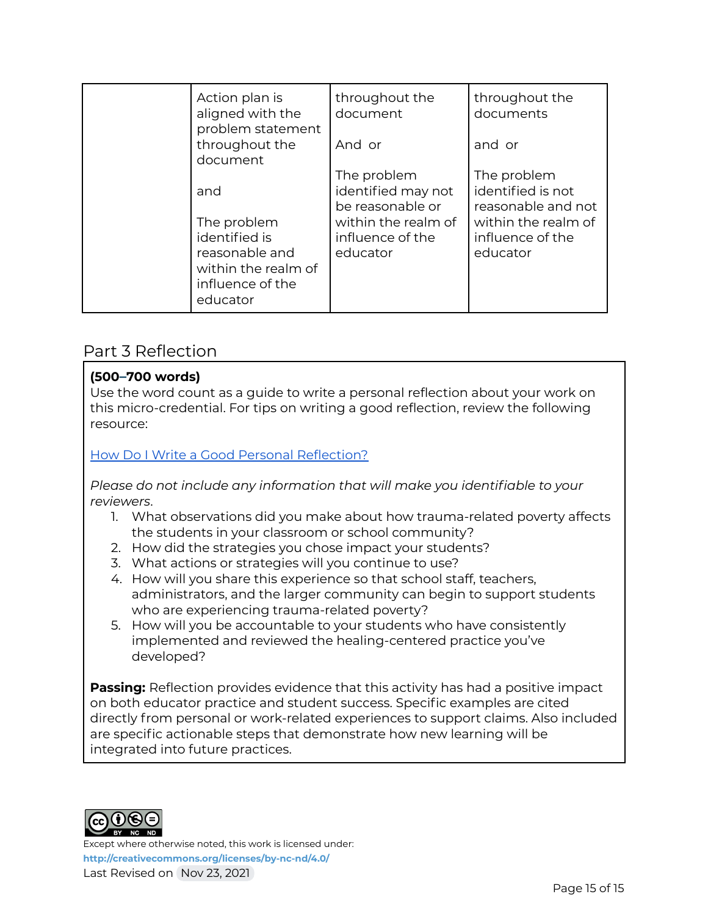| | | | |
|---|---|---|---|
| | Action plan is aligned with the problem statement throughout the document<br><br>and<br><br>The problem identified is reasonable and within the realm of influence of the educator | throughout the document<br><br>And or<br><br>The problem identified may not be reasonable or within the realm of influence of the educator | throughout the documents<br><br>and or<br><br>The problem identified is not reasonable and not within the realm of influence of the educator |

## Part 3 Reflection

**(500–700 words)**
Use the word count as a guide to write a personal reflection about your work on this micro-credential. For tips on writing a good reflection, review the following resource:

How Do I Write a Good Personal Reflection?

*Please do not include any information that will make you identifiable to your reviewers.*

1. What observations did you make about how trauma-related poverty affects the students in your classroom or school community?
2. How did the strategies you chose impact your students?
3. What actions or strategies will you continue to use?
4. How will you share this experience so that school staff, teachers, administrators, and the larger community can begin to support students who are experiencing trauma-related poverty?
5. How will you be accountable to your students who have consistently implemented and reviewed the healing-centered practice you've developed?

**Passing:** Reflection provides evidence that this activity has had a positive impact on both educator practice and student success. Specific examples are cited directly from personal or work-related experiences to support claims. Also included are specific actionable steps that demonstrate how new learning will be integrated into future practices.

Except where otherwise noted, this work is licensed under:
http://creativecommons.org/licenses/by-nc-nd/4.0/
Last Revised on Nov 23, 2021